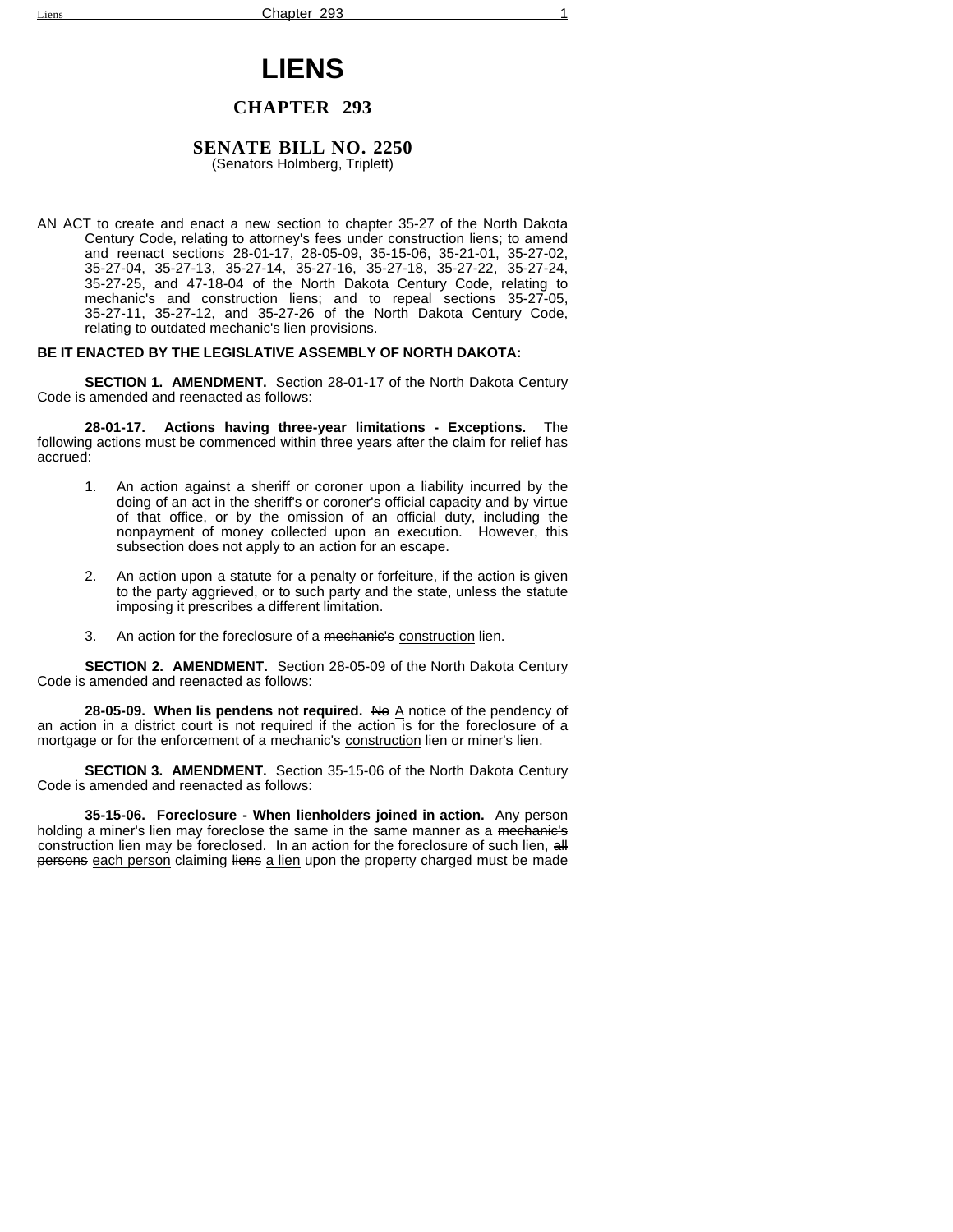# LIENS

## CHAPTER 293

### SENATE BILL NO. 2250

(Senators Holmberg, Triplett)

AN ACT to create and enact a new section to chapter 35-27 of the North Dakota Century Code, relating to attorney's fees under construction liens; to amend and reenact sections 28-01-17, 28-05-09, 35-15-06, 35-21-01, 35-27-02, 35-27-04, 35-27-13, 35-27-14, 35-27-16, 35-27-18, 35-27-22, 35-27-24, 35-27-25, and 47-18-04 of the North Dakota Century Code, relating to mechanic's and construction liens; and to repeal sections 35-27-05, 35-27-11, 35-27-12, and 35-27-26 of the North Dakota Century Code, relating to outdated mechanic's lien provisions.

**BE IT ENACTED BY THE LEGISLATIVE ASSEMBLY OF NORTH DAKOTA:**

**SECTION 1. AMENDMENT.** Section 28-01-17 of the North Dakota Century Code is amended and reenacted as follows:

**28-01-17. Actions having three-year limitations - Exceptions.** The following actions must be commenced within three years after the claim for relief has accrued:

1. An action against a sheriff or coroner upon a liability incurred by the doing of an act in the sheriff's or coroner's official capacity and by virtue of that office, or by the omission of an official duty, including the nonpayment of money collected upon an execution. However, this subsection does not apply to an action for an escape.

2. An action upon a statute for a penalty or forfeiture, if the action is given to the party aggrieved, or to such party and the state, unless the statute imposing it prescribes a different limitation.

3. An action for the foreclosure of a ~~mechanic's~~ construction lien.

**SECTION 2. AMENDMENT.** Section 28-05-09 of the North Dakota Century Code is amended and reenacted as follows:

**28-05-09. When lis pendens not required.** ~~No~~ A notice of the pendency of an action in a district court is not required if the action is for the foreclosure of a mortgage or for the enforcement of a ~~mechanic's~~ construction lien or miner's lien.

**SECTION 3. AMENDMENT.** Section 35-15-06 of the North Dakota Century Code is amended and reenacted as follows:

**35-15-06. Foreclosure - When lienholders joined in action.** Any person holding a miner's lien may foreclose the same in the same manner as a ~~mechanic's~~ construction lien may be foreclosed. In an action for the foreclosure of such lien, ~~all persons~~ each person claiming ~~liens~~ a lien upon the property charged must be made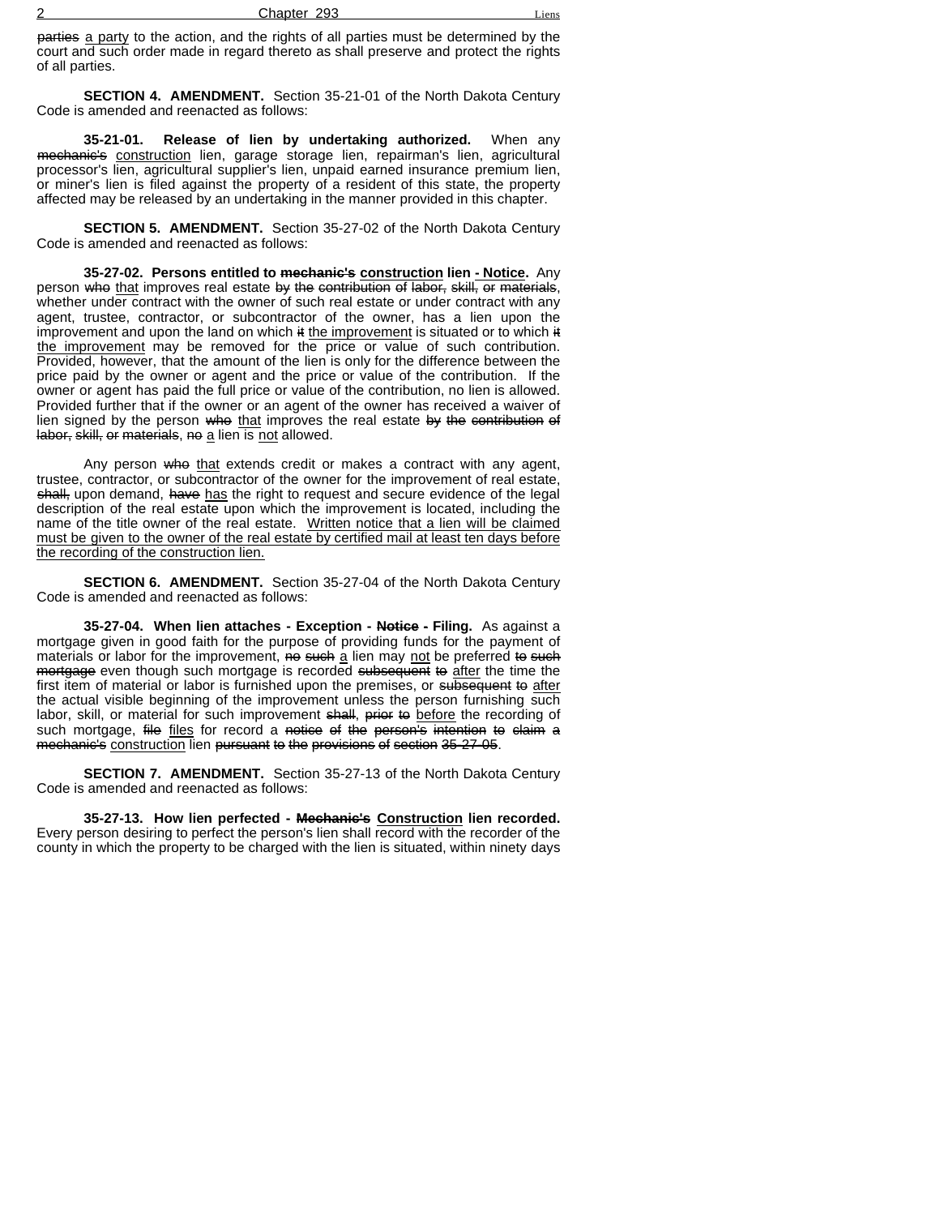~~parties~~ a party to the action, and the rights of all parties must be determined by the court and such order made in regard thereto as shall preserve and protect the rights of all parties.

**SECTION 4. AMENDMENT.** Section 35-21-01 of the North Dakota Century Code is amended and reenacted as follows:

**35-21-01. Release of lien by undertaking authorized.** When any ~~mechanic's~~ construction lien, garage storage lien, repairman's lien, agricultural processor's lien, agricultural supplier's lien, unpaid earned insurance premium lien, or miner's lien is filed against the property of a resident of this state, the property affected may be released by an undertaking in the manner provided in this chapter.

**SECTION 5. AMENDMENT.** Section 35-27-02 of the North Dakota Century Code is amended and reenacted as follows:

**35-27-02. Persons entitled to ~~mechanic's~~ construction lien - Notice.** Any person ~~who~~ that improves real estate ~~by the contribution of labor, skill, or materials~~, whether under contract with the owner of such real estate or under contract with any agent, trustee, contractor, or subcontractor of the owner, has a lien upon the improvement and upon the land on which ~~it~~ the improvement is situated or to which ~~it~~ the improvement may be removed for the price or value of such contribution. Provided, however, that the amount of the lien is only for the difference between the price paid by the owner or agent and the price or value of the contribution. If the owner or agent has paid the full price or value of the contribution, no lien is allowed. Provided further that if the owner or an agent of the owner has received a waiver of lien signed by the person ~~who~~ that improves the real estate ~~by the contribution of labor, skill, or materials~~, ~~no~~ a lien is not allowed.

Any person ~~who~~ that extends credit or makes a contract with any agent, trustee, contractor, or subcontractor of the owner for the improvement of real estate, ~~shall,~~ upon demand, ~~have~~ has the right to request and secure evidence of the legal description of the real estate upon which the improvement is located, including the name of the title owner of the real estate. Written notice that a lien will be claimed must be given to the owner of the real estate by certified mail at least ten days before the recording of the construction lien.

**SECTION 6. AMENDMENT.** Section 35-27-04 of the North Dakota Century Code is amended and reenacted as follows:

**35-27-04. When lien attaches - Exception - ~~Notice~~ - Filing.** As against a mortgage given in good faith for the purpose of providing funds for the payment of materials or labor for the improvement, ~~no such~~ a lien may not be preferred ~~to such mortgage~~ even though such mortgage is recorded ~~subsequent to~~ after the time the first item of material or labor is furnished upon the premises, or ~~subsequent to~~ after the actual visible beginning of the improvement unless the person furnishing such labor, skill, or material for such improvement ~~shall~~, ~~prior to~~ before the recording of such mortgage, ~~file~~ files for record a ~~notice of the person's intention to claim a mechanic's~~ construction lien ~~pursuant to the provisions of section 35-27-05~~.

**SECTION 7. AMENDMENT.** Section 35-27-13 of the North Dakota Century Code is amended and reenacted as follows:

**35-27-13. How lien perfected - ~~Mechanic's~~ Construction lien recorded.** Every person desiring to perfect the person's lien shall record with the recorder of the county in which the property to be charged with the lien is situated, within ninety days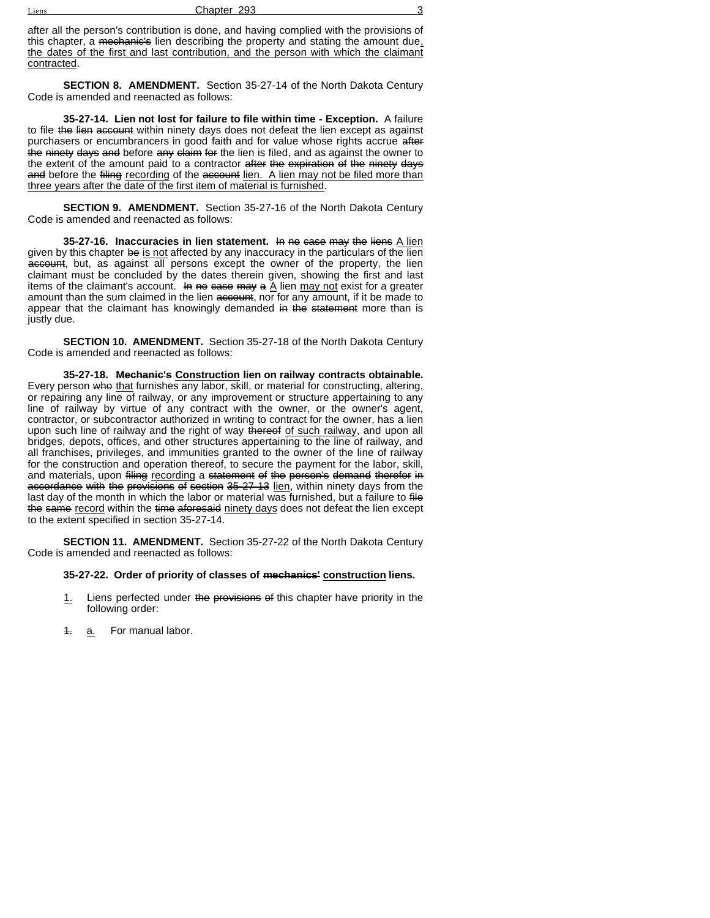after all the person's contribution is done, and having complied with the provisions of this chapter, a ~~mechanic's~~ lien describing the property and stating the amount due<u>, the dates of the first and last contribution, and the person with which the claimant contracted</u>.

**SECTION 8. AMENDMENT.** Section 35-27-14 of the North Dakota Century Code is amended and reenacted as follows:

**35-27-14. Lien not lost for failure to file within time - Exception.** A failure to file ~~the lien account~~ within ninety days does not defeat the lien except as against purchasers or encumbrancers in good faith and for value whose rights accrue ~~after the ninety days and~~ before ~~any claim for~~ the lien is filed, and as against the owner to the extent of the amount paid to a contractor ~~after the expiration of the ninety days and~~ before the ~~filing~~ <u>recording</u> of the ~~account~~ <u>lien. A lien may not be filed more than three years after the date of the first item of material is furnished</u>.

**SECTION 9. AMENDMENT.** Section 35-27-16 of the North Dakota Century Code is amended and reenacted as follows:

**35-27-16. Inaccuracies in lien statement.** ~~In no case may the liens~~ <u>A lien</u> given by this chapter ~~be~~ <u>is not</u> affected by any inaccuracy in the particulars of the lien ~~account~~, but, as against all persons except the owner of the property, the lien claimant must be concluded by the dates therein given, showing the first and last items of the claimant's account. ~~In no case may a~~ <u>A</u> lien <u>may not</u> exist for a greater amount than the sum claimed in the lien ~~account~~, nor for any amount, if it be made to appear that the claimant has knowingly demanded ~~in the statement~~ more than is justly due.

**SECTION 10. AMENDMENT.** Section 35-27-18 of the North Dakota Century Code is amended and reenacted as follows:

**35-27-18. ~~Mechanic's~~ <u>Construction</u> lien on railway contracts obtainable.** Every person ~~who~~ <u>that</u> furnishes any labor, skill, or material for constructing, altering, or repairing any line of railway, or any improvement or structure appertaining to any line of railway by virtue of any contract with the owner, or the owner's agent, contractor, or subcontractor authorized in writing to contract for the owner, has a lien upon such line of railway and the right of way ~~thereof~~ <u>of such railway</u>, and upon all bridges, depots, offices, and other structures appertaining to the line of railway, and all franchises, privileges, and immunities granted to the owner of the line of railway for the construction and operation thereof, to secure the payment for the labor, skill, and materials, upon ~~filing~~ <u>recording</u> a ~~statement of the person's demand therefor in accordance with the provisions of section 35-27-13~~ <u>lien</u>, within ninety days from the last day of the month in which the labor or material was furnished, but a failure to ~~file the same~~ <u>record</u> within the ~~time aforesaid~~ <u>ninety days</u> does not defeat the lien except to the extent specified in section 35-27-14.

**SECTION 11. AMENDMENT.** Section 35-27-22 of the North Dakota Century Code is amended and reenacted as follows:

**35-27-22. Order of priority of classes of ~~mechanics'~~ <u>construction</u> liens.**

<u>1.</u> Liens perfected under ~~the provisions of~~ this chapter have priority in the following order:

~~1.~~ <u>a.</u> For manual labor.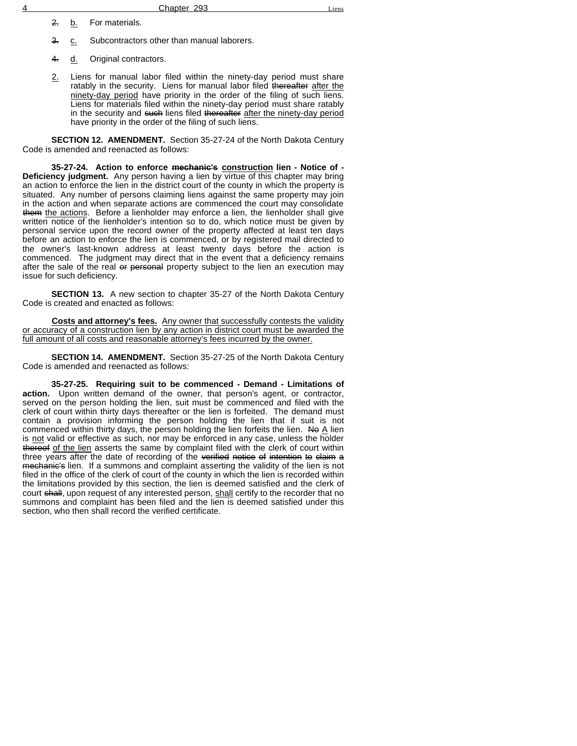~~2.~~ b. For materials.

~~3.~~ c. Subcontractors other than manual laborers.

~~4.~~ d. Original contractors.

2. Liens for manual labor filed within the ninety-day period must share ratably in the security. Liens for manual labor filed ~~thereafter~~ after the ninety-day period have priority in the order of the filing of such liens. Liens for materials filed within the ninety-day period must share ratably in the security and ~~such~~ liens filed ~~thereafter~~ after the ninety-day period have priority in the order of the filing of such liens.

**SECTION 12. AMENDMENT.** Section 35-27-24 of the North Dakota Century Code is amended and reenacted as follows:

**35-27-24. Action to enforce ~~mechanic's~~ construction lien - Notice of - Deficiency judgment.** Any person having a lien by virtue of this chapter may bring an action to enforce the lien in the district court of the county in which the property is situated. Any number of persons claiming liens against the same property may join in the action and when separate actions are commenced the court may consolidate ~~them~~ the actions. Before a lienholder may enforce a lien, the lienholder shall give written notice of the lienholder's intention so to do, which notice must be given by personal service upon the record owner of the property affected at least ten days before an action to enforce the lien is commenced, or by registered mail directed to the owner's last-known address at least twenty days before the action is commenced. The judgment may direct that in the event that a deficiency remains after the sale of the real ~~or personal~~ property subject to the lien an execution may issue for such deficiency.

**SECTION 13.** A new section to chapter 35-27 of the North Dakota Century Code is created and enacted as follows:

**Costs and attorney's fees.** Any owner that successfully contests the validity or accuracy of a construction lien by any action in district court must be awarded the full amount of all costs and reasonable attorney's fees incurred by the owner.

**SECTION 14. AMENDMENT.** Section 35-27-25 of the North Dakota Century Code is amended and reenacted as follows:

**35-27-25. Requiring suit to be commenced - Demand - Limitations of action.** Upon written demand of the owner, that person's agent, or contractor, served on the person holding the lien, suit must be commenced and filed with the clerk of court within thirty days thereafter or the lien is forfeited. The demand must contain a provision informing the person holding the lien that if suit is not commenced within thirty days, the person holding the lien forfeits the lien. ~~No~~ A lien is not valid or effective as such, nor may be enforced in any case, unless the holder ~~thereof~~ of the lien asserts the same by complaint filed with the clerk of court within three years after the date of recording of the ~~verified notice of intention to claim a mechanic's~~ lien. If a summons and complaint asserting the validity of the lien is not filed in the office of the clerk of court of the county in which the lien is recorded within the limitations provided by this section, the lien is deemed satisfied and the clerk of court ~~shall~~, upon request of any interested person, shall certify to the recorder that no summons and complaint has been filed and the lien is deemed satisfied under this section, who then shall record the verified certificate.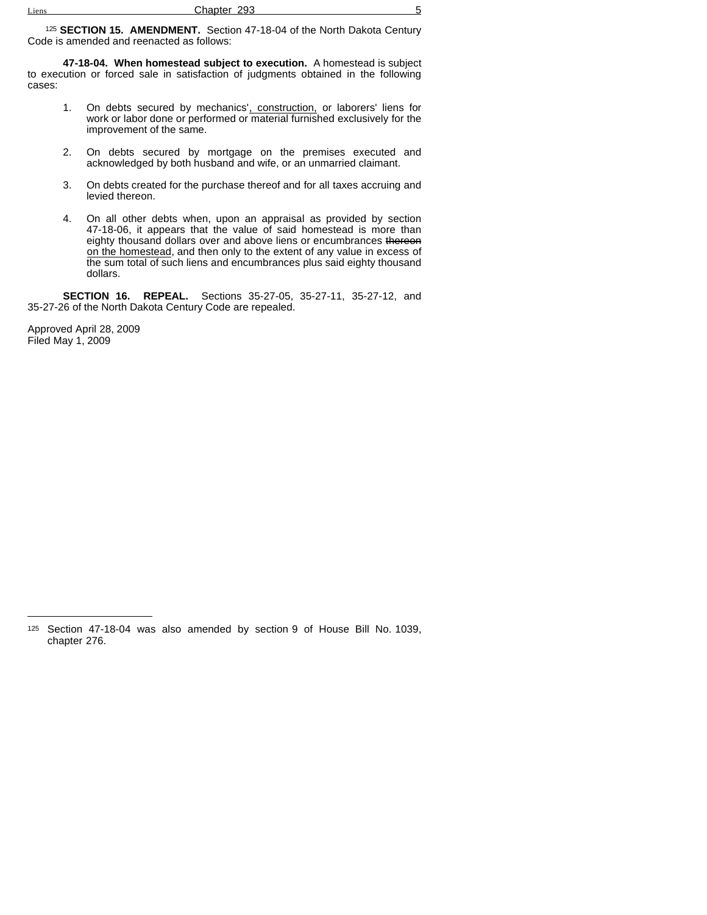[125] **SECTION 15. AMENDMENT.** Section 47-18-04 of the North Dakota Century Code is amended and reenacted as follows:

**47-18-04. When homestead subject to execution.** A homestead is subject to execution or forced sale in satisfaction of judgments obtained in the following cases:

1. On debts secured by mechanics', construction, or laborers' liens for work or labor done or performed or material furnished exclusively for the improvement of the same.

2. On debts secured by mortgage on the premises executed and acknowledged by both husband and wife, or an unmarried claimant.

3. On debts created for the purchase thereof and for all taxes accruing and levied thereon.

4. On all other debts when, upon an appraisal as provided by section 47-18-06, it appears that the value of said homestead is more than eighty thousand dollars over and above liens or encumbrances ~~thereon~~ on the homestead, and then only to the extent of any value in excess of the sum total of such liens and encumbrances plus said eighty thousand dollars.

**SECTION 16. REPEAL.** Sections 35-27-05, 35-27-11, 35-27-12, and 35-27-26 of the North Dakota Century Code are repealed.

Approved April 28, 2009
Filed May 1, 2009

---

[125] Section 47-18-04 was also amended by section 9 of House Bill No. 1039, chapter 276.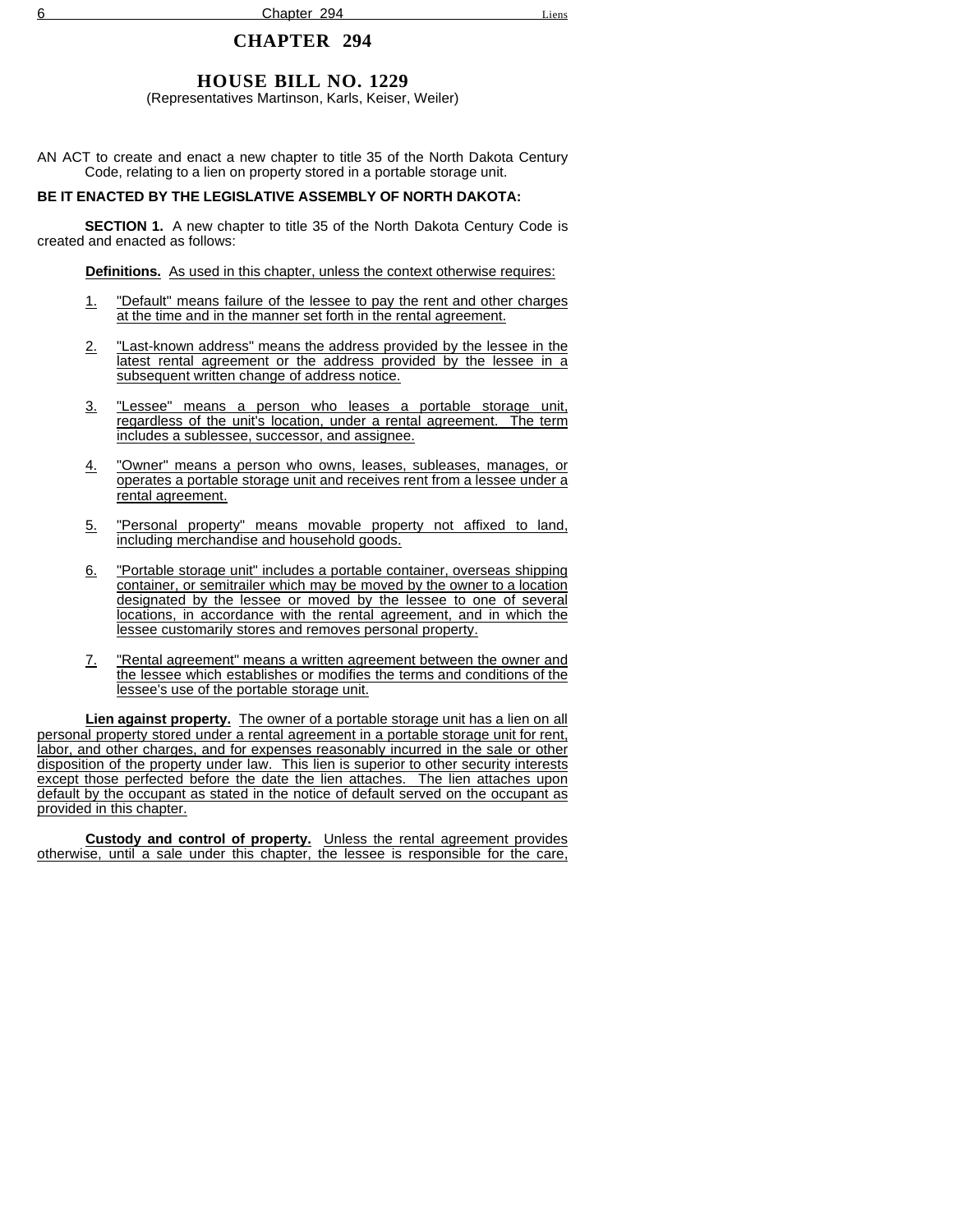# CHAPTER 294

## HOUSE BILL NO. 1229

(Representatives Martinson, Karls, Keiser, Weiler)

AN ACT to create and enact a new chapter to title 35 of the North Dakota Century Code, relating to a lien on property stored in a portable storage unit.

**BE IT ENACTED BY THE LEGISLATIVE ASSEMBLY OF NORTH DAKOTA:**

**SECTION 1.** A new chapter to title 35 of the North Dakota Century Code is created and enacted as follows:

**Definitions.** As used in this chapter, unless the context otherwise requires:

1. "Default" means failure of the lessee to pay the rent and other charges at the time and in the manner set forth in the rental agreement.

2. "Last-known address" means the address provided by the lessee in the latest rental agreement or the address provided by the lessee in a subsequent written change of address notice.

3. "Lessee" means a person who leases a portable storage unit, regardless of the unit's location, under a rental agreement. The term includes a sublessee, successor, and assignee.

4. "Owner" means a person who owns, leases, subleases, manages, or operates a portable storage unit and receives rent from a lessee under a rental agreement.

5. "Personal property" means movable property not affixed to land, including merchandise and household goods.

6. "Portable storage unit" includes a portable container, overseas shipping container, or semitrailer which may be moved by the owner to a location designated by the lessee or moved by the lessee to one of several locations, in accordance with the rental agreement, and in which the lessee customarily stores and removes personal property.

7. "Rental agreement" means a written agreement between the owner and the lessee which establishes or modifies the terms and conditions of the lessee's use of the portable storage unit.

**Lien against property.** The owner of a portable storage unit has a lien on all personal property stored under a rental agreement in a portable storage unit for rent, labor, and other charges, and for expenses reasonably incurred in the sale or other disposition of the property under law. This lien is superior to other security interests except those perfected before the date the lien attaches. The lien attaches upon default by the occupant as stated in the notice of default served on the occupant as provided in this chapter.

**Custody and control of property.** Unless the rental agreement provides otherwise, until a sale under this chapter, the lessee is responsible for the care,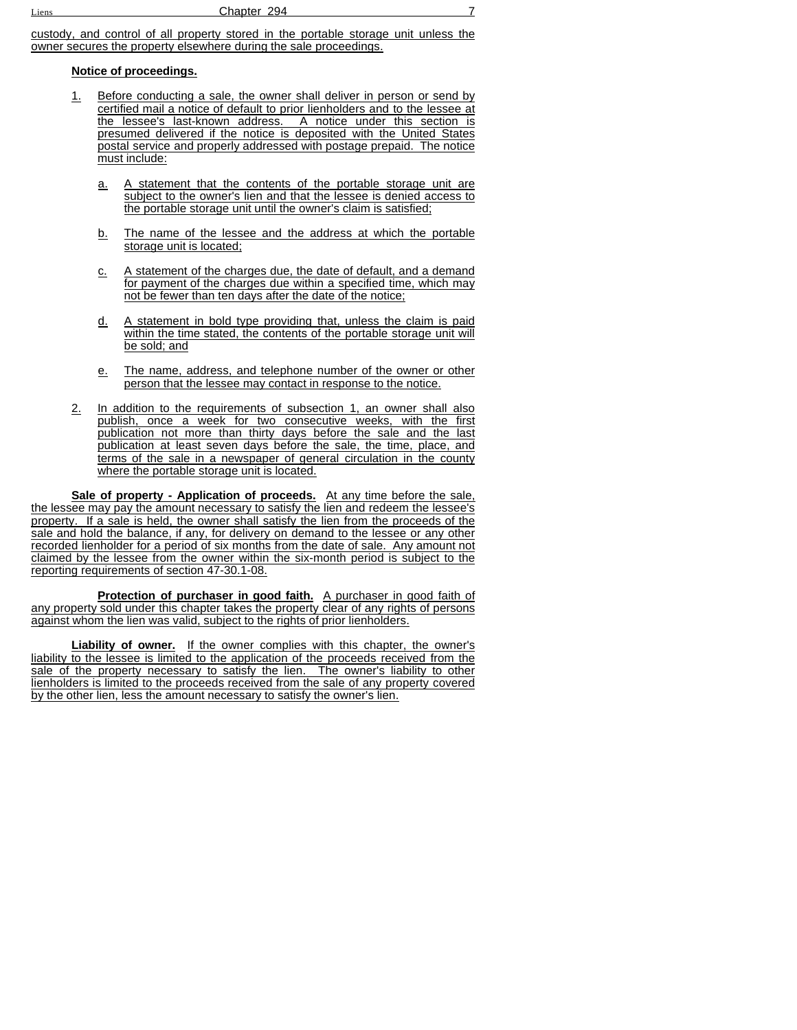custody, and control of all property stored in the portable storage unit unless the owner secures the property elsewhere during the sale proceedings.

**Notice of proceedings.**

1. Before conducting a sale, the owner shall deliver in person or send by certified mail a notice of default to prior lienholders and to the lessee at the lessee's last-known address. A notice under this section is presumed delivered if the notice is deposited with the United States postal service and properly addressed with postage prepaid. The notice must include:

    a. A statement that the contents of the portable storage unit are subject to the owner's lien and that the lessee is denied access to the portable storage unit until the owner's claim is satisfied;

    b. The name of the lessee and the address at which the portable storage unit is located;

    c. A statement of the charges due, the date of default, and a demand for payment of the charges due within a specified time, which may not be fewer than ten days after the date of the notice;

    d. A statement in bold type providing that, unless the claim is paid within the time stated, the contents of the portable storage unit will be sold; and

    e. The name, address, and telephone number of the owner or other person that the lessee may contact in response to the notice.

2. In addition to the requirements of subsection 1, an owner shall also publish, once a week for two consecutive weeks, with the first publication not more than thirty days before the sale and the last publication at least seven days before the sale, the time, place, and terms of the sale in a newspaper of general circulation in the county where the portable storage unit is located.

**Sale of property - Application of proceeds.** At any time before the sale, the lessee may pay the amount necessary to satisfy the lien and redeem the lessee's property. If a sale is held, the owner shall satisfy the lien from the proceeds of the sale and hold the balance, if any, for delivery on demand to the lessee or any other recorded lienholder for a period of six months from the date of sale. Any amount not claimed by the lessee from the owner within the six-month period is subject to the reporting requirements of section 47-30.1-08.

**Protection of purchaser in good faith.** A purchaser in good faith of any property sold under this chapter takes the property clear of any rights of persons against whom the lien was valid, subject to the rights of prior lienholders.

**Liability of owner.** If the owner complies with this chapter, the owner's liability to the lessee is limited to the application of the proceeds received from the sale of the property necessary to satisfy the lien. The owner's liability to other lienholders is limited to the proceeds received from the sale of any property covered by the other lien, less the amount necessary to satisfy the owner's lien.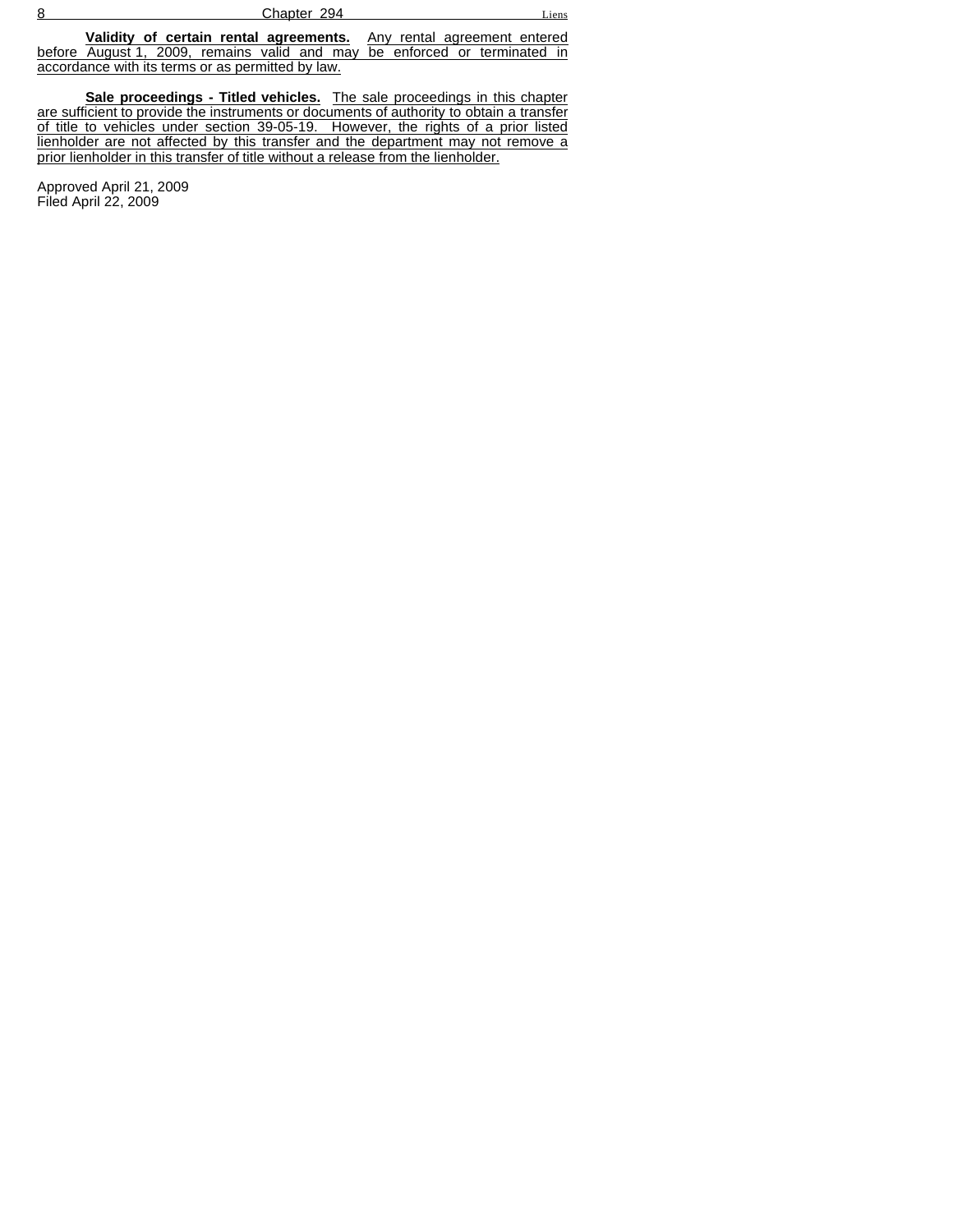**Validity of certain rental agreements.** Any rental agreement entered before August 1, 2009, remains valid and may be enforced or terminated in accordance with its terms or as permitted by law.

**Sale proceedings - Titled vehicles.** The sale proceedings in this chapter are sufficient to provide the instruments or documents of authority to obtain a transfer of title to vehicles under section 39-05-19. However, the rights of a prior listed lienholder are not affected by this transfer and the department may not remove a prior lienholder in this transfer of title without a release from the lienholder.

Approved April 21, 2009
Filed April 22, 2009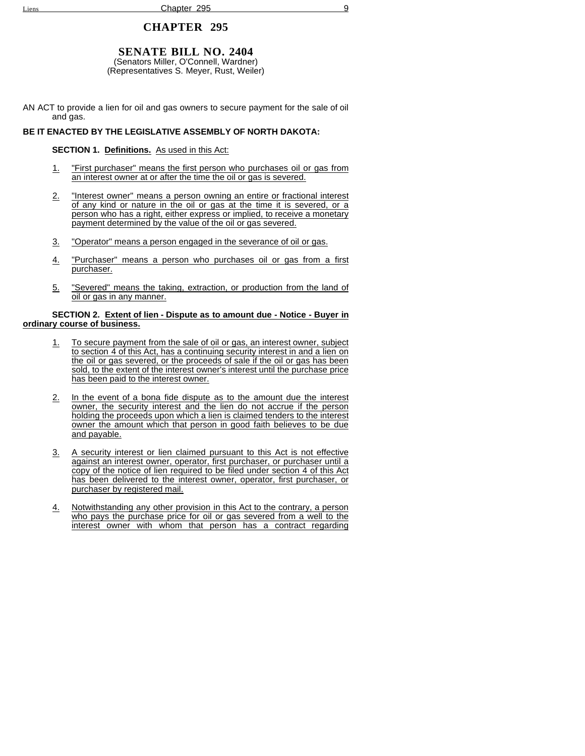# CHAPTER 295

## SENATE BILL NO. 2404

(Senators Miller, O'Connell, Wardner)
(Representatives S. Meyer, Rust, Weiler)

AN ACT to provide a lien for oil and gas owners to secure payment for the sale of oil and gas.

**BE IT ENACTED BY THE LEGISLATIVE ASSEMBLY OF NORTH DAKOTA:**

**SECTION 1. Definitions.** As used in this Act:

1. "First purchaser" means the first person who purchases oil or gas from an interest owner at or after the time the oil or gas is severed.

2. "Interest owner" means a person owning an entire or fractional interest of any kind or nature in the oil or gas at the time it is severed, or a person who has a right, either express or implied, to receive a monetary payment determined by the value of the oil or gas severed.

3. "Operator" means a person engaged in the severance of oil or gas.

4. "Purchaser" means a person who purchases oil or gas from a first purchaser.

5. "Severed" means the taking, extraction, or production from the land of oil or gas in any manner.

**SECTION 2. Extent of lien - Dispute as to amount due - Notice - Buyer in ordinary course of business.**

1. To secure payment from the sale of oil or gas, an interest owner, subject to section 4 of this Act, has a continuing security interest in and a lien on the oil or gas severed, or the proceeds of sale if the oil or gas has been sold, to the extent of the interest owner's interest until the purchase price has been paid to the interest owner.

2. In the event of a bona fide dispute as to the amount due the interest owner, the security interest and the lien do not accrue if the person holding the proceeds upon which a lien is claimed tenders to the interest owner the amount which that person in good faith believes to be due and payable.

3. A security interest or lien claimed pursuant to this Act is not effective against an interest owner, operator, first purchaser, or purchaser until a copy of the notice of lien required to be filed under section 4 of this Act has been delivered to the interest owner, operator, first purchaser, or purchaser by registered mail.

4. Notwithstanding any other provision in this Act to the contrary, a person who pays the purchase price for oil or gas severed from a well to the interest owner with whom that person has a contract regarding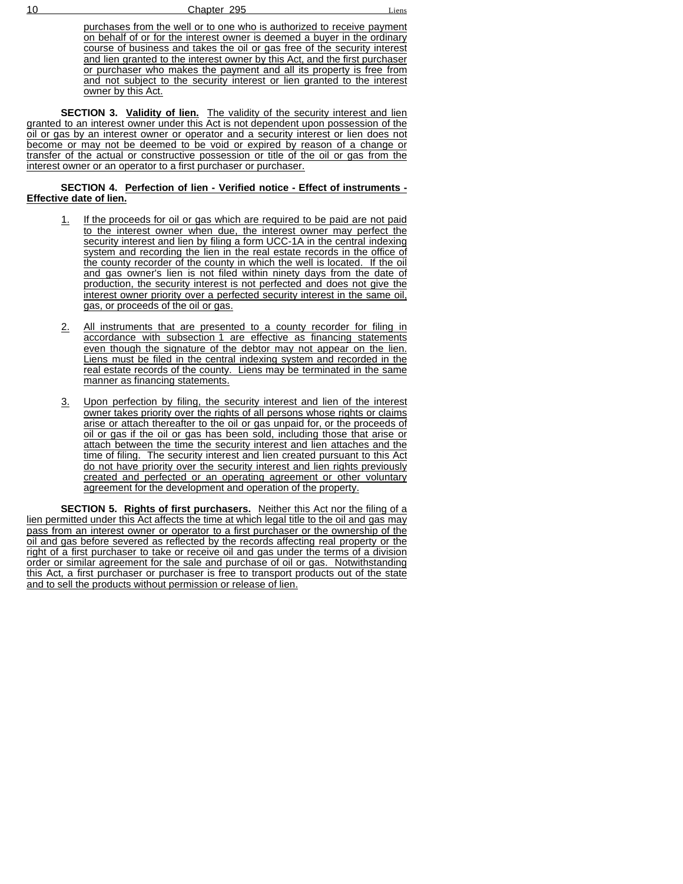purchases from the well or to one who is authorized to receive payment on behalf of or for the interest owner is deemed a buyer in the ordinary course of business and takes the oil or gas free of the security interest and lien granted to the interest owner by this Act, and the first purchaser or purchaser who makes the payment and all its property is free from and not subject to the security interest or lien granted to the interest owner by this Act.

**SECTION 3. Validity of lien.** The validity of the security interest and lien granted to an interest owner under this Act is not dependent upon possession of the oil or gas by an interest owner or operator and a security interest or lien does not become or may not be deemed to be void or expired by reason of a change or transfer of the actual or constructive possession or title of the oil or gas from the interest owner or an operator to a first purchaser or purchaser.

**SECTION 4. Perfection of lien - Verified notice - Effect of instruments - Effective date of lien.**

1. If the proceeds for oil or gas which are required to be paid are not paid to the interest owner when due, the interest owner may perfect the security interest and lien by filing a form UCC-1A in the central indexing system and recording the lien in the real estate records in the office of the county recorder of the county in which the well is located. If the oil and gas owner's lien is not filed within ninety days from the date of production, the security interest is not perfected and does not give the interest owner priority over a perfected security interest in the same oil, gas, or proceeds of the oil or gas.

2. All instruments that are presented to a county recorder for filing in accordance with subsection 1 are effective as financing statements even though the signature of the debtor may not appear on the lien. Liens must be filed in the central indexing system and recorded in the real estate records of the county. Liens may be terminated in the same manner as financing statements.

3. Upon perfection by filing, the security interest and lien of the interest owner takes priority over the rights of all persons whose rights or claims arise or attach thereafter to the oil or gas unpaid for, or the proceeds of oil or gas if the oil or gas has been sold, including those that arise or attach between the time the security interest and lien attaches and the time of filing. The security interest and lien created pursuant to this Act do not have priority over the security interest and lien rights previously created and perfected or an operating agreement or other voluntary agreement for the development and operation of the property.

**SECTION 5. Rights of first purchasers.** Neither this Act nor the filing of a lien permitted under this Act affects the time at which legal title to the oil and gas may pass from an interest owner or operator to a first purchaser or the ownership of the oil and gas before severed as reflected by the records affecting real property or the right of a first purchaser to take or receive oil and gas under the terms of a division order or similar agreement for the sale and purchase of oil or gas. Notwithstanding this Act, a first purchaser or purchaser is free to transport products out of the state and to sell the products without permission or release of lien.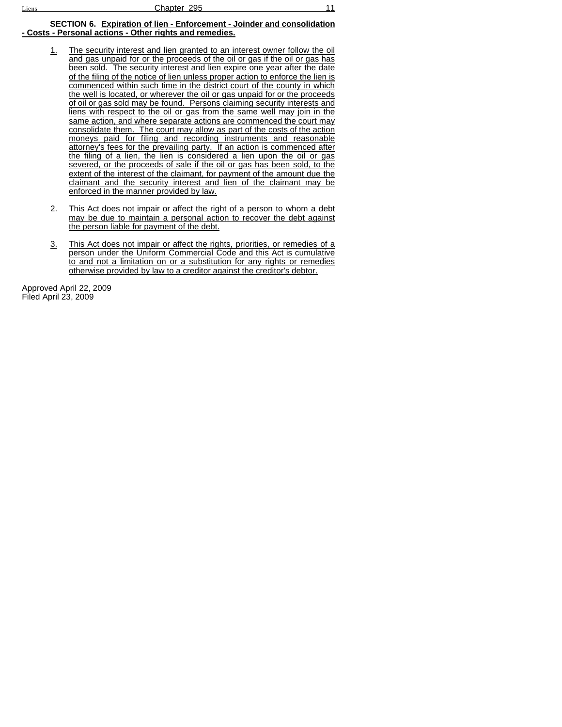**SECTION 6. Expiration of lien - Enforcement - Joinder and consolidation - Costs - Personal actions - Other rights and remedies.**

1. The security interest and lien granted to an interest owner follow the oil and gas unpaid for or the proceeds of the oil or gas if the oil or gas has been sold. The security interest and lien expire one year after the date of the filing of the notice of lien unless proper action to enforce the lien is commenced within such time in the district court of the county in which the well is located, or wherever the oil or gas unpaid for or the proceeds of oil or gas sold may be found. Persons claiming security interests and liens with respect to the oil or gas from the same well may join in the same action, and where separate actions are commenced the court may consolidate them. The court may allow as part of the costs of the action moneys paid for filing and recording instruments and reasonable attorney's fees for the prevailing party. If an action is commenced after the filing of a lien, the lien is considered a lien upon the oil or gas severed, or the proceeds of sale if the oil or gas has been sold, to the extent of the interest of the claimant, for payment of the amount due the claimant and the security interest and lien of the claimant may be enforced in the manner provided by law.

2. This Act does not impair or affect the right of a person to whom a debt may be due to maintain a personal action to recover the debt against the person liable for payment of the debt.

3. This Act does not impair or affect the rights, priorities, or remedies of a person under the Uniform Commercial Code and this Act is cumulative to and not a limitation on or a substitution for any rights or remedies otherwise provided by law to a creditor against the creditor's debtor.

Approved April 22, 2009
Filed April 23, 2009